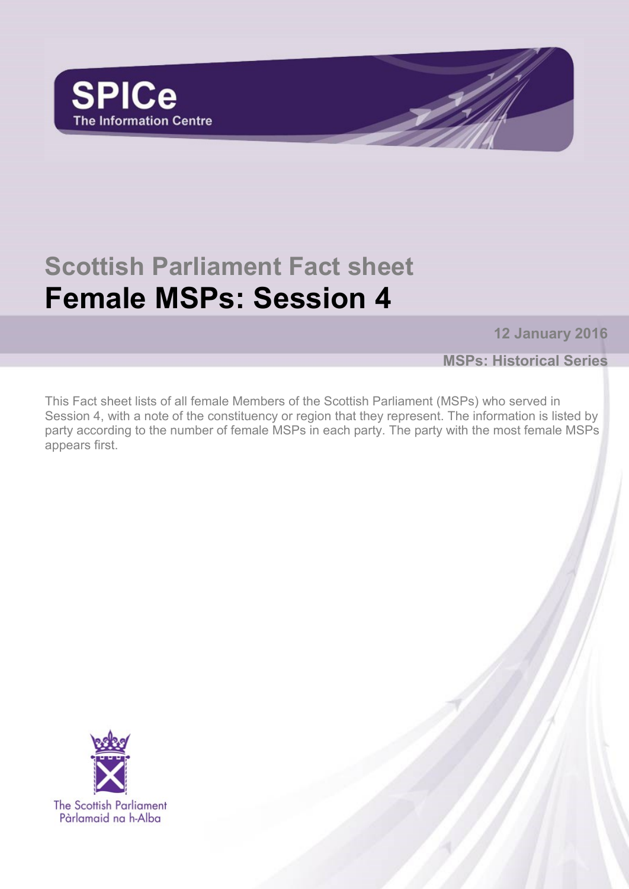SPICe
The Information Centre

# Scottish Parliament Fact sheet
# Female MSPs: Session 4

**12 January 2016**

**MSPs: Historical Series**

This Fact sheet lists of all female Members of the Scottish Parliament (MSPs) who served in Session 4, with a note of the constituency or region that they represent. The information is listed by party according to the number of female MSPs in each party. The party with the most female MSPs appears first.

The Scottish Parliament
Pàrlamaid na h-Alba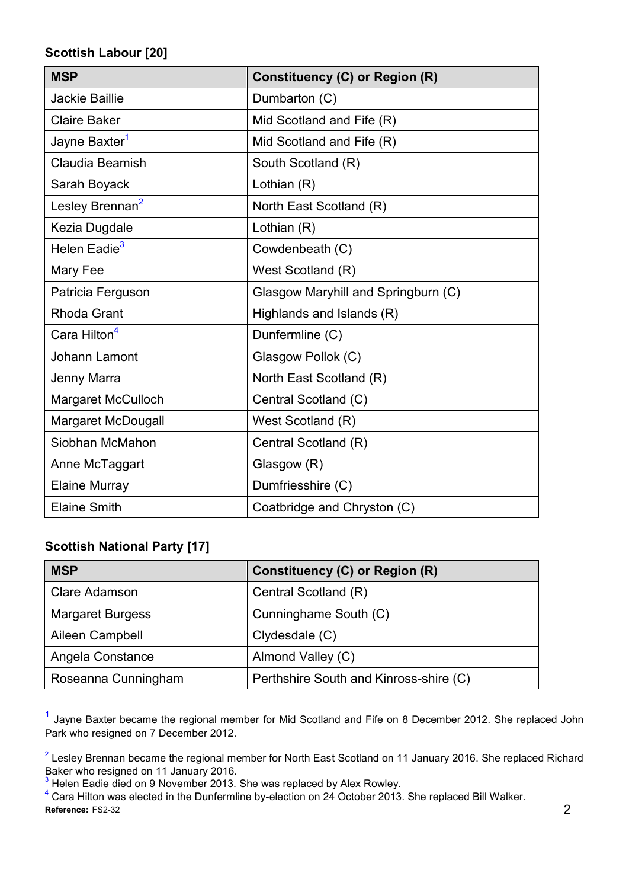**Scottish Labour [20]**

| MSP | Constituency (C) or Region (R) |
|---|---|
| Jackie Baillie | Dumbarton (C) |
| Claire Baker | Mid Scotland and Fife (R) |
| Jayne Baxter[1] | Mid Scotland and Fife (R) |
| Claudia Beamish | South Scotland (R) |
| Sarah Boyack | Lothian (R) |
| Lesley Brennan[2] | North East Scotland (R) |
| Kezia Dugdale | Lothian (R) |
| Helen Eadie[3] | Cowdenbeath (C) |
| Mary Fee | West Scotland (R) |
| Patricia Ferguson | Glasgow Maryhill and Springburn (C) |
| Rhoda Grant | Highlands and Islands (R) |
| Cara Hilton[4] | Dunfermline (C) |
| Johann Lamont | Glasgow Pollok (C) |
| Jenny Marra | North East Scotland (R) |
| Margaret McCulloch | Central Scotland (C) |
| Margaret McDougall | West Scotland (R) |
| Siobhan McMahon | Central Scotland (R) |
| Anne McTaggart | Glasgow (R) |
| Elaine Murray | Dumfriesshire (C) |
| Elaine Smith | Coatbridge and Chryston (C) |

**Scottish National Party [17]**

| MSP | Constituency (C) or Region (R) |
|---|---|
| Clare Adamson | Central Scotland (R) |
| Margaret Burgess | Cunninghame South (C) |
| Aileen Campbell | Clydesdale (C) |
| Angela Constance | Almond Valley (C) |
| Roseanna Cunningham | Perthshire South and Kinross-shire (C) |

[1] Jayne Baxter became the regional member for Mid Scotland and Fife on 8 December 2012. She replaced John Park who resigned on 7 December 2012.

[2] Lesley Brennan became the regional member for North East Scotland on 11 January 2016. She replaced Richard Baker who resigned on 11 January 2016.

[3] Helen Eadie died on 9 November 2013. She was replaced by Alex Rowley.

[4] Cara Hilton was elected in the Dunfermline by-election on 24 October 2013. She replaced Bill Walker.

**Reference:** FS2-32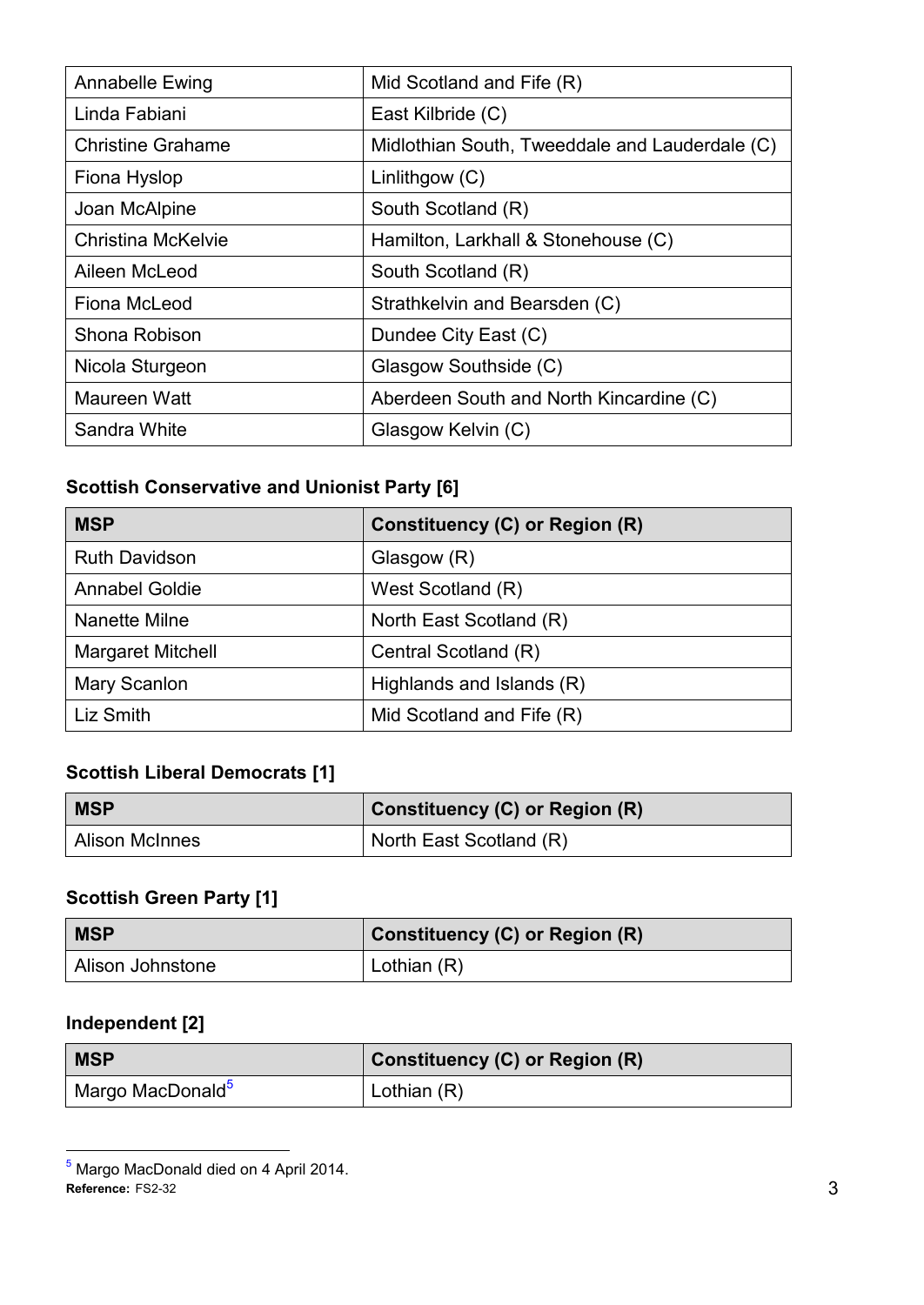| | |
|---|---|
| Annabelle Ewing | Mid Scotland and Fife (R) |
| Linda Fabiani | East Kilbride (C) |
| Christine Grahame | Midlothian South, Tweeddale and Lauderdale (C) |
| Fiona Hyslop | Linlithgow (C) |
| Joan McAlpine | South Scotland (R) |
| Christina McKelvie | Hamilton, Larkhall & Stonehouse (C) |
| Aileen McLeod | South Scotland (R) |
| Fiona McLeod | Strathkelvin and Bearsden (C) |
| Shona Robison | Dundee City East (C) |
| Nicola Sturgeon | Glasgow Southside (C) |
| Maureen Watt | Aberdeen South and North Kincardine (C) |
| Sandra White | Glasgow Kelvin (C) |

**Scottish Conservative and Unionist Party [6]**

| MSP | Constituency (C) or Region (R) |
|---|---|
| Ruth Davidson | Glasgow (R) |
| Annabel Goldie | West Scotland (R) |
| Nanette Milne | North East Scotland (R) |
| Margaret Mitchell | Central Scotland (R) |
| Mary Scanlon | Highlands and Islands (R) |
| Liz Smith | Mid Scotland and Fife (R) |

**Scottish Liberal Democrats [1]**

| MSP | Constituency (C) or Region (R) |
|---|---|
| Alison McInnes | North East Scotland (R) |

**Scottish Green Party [1]**

| MSP | Constituency (C) or Region (R) |
|---|---|
| Alison Johnstone | Lothian (R) |

**Independent [2]**

| MSP | Constituency (C) or Region (R) |
|---|---|
| Margo MacDonald[5] | Lothian (R) |

[5] Margo MacDonald died on 4 April 2014.

**Reference:** FS2-32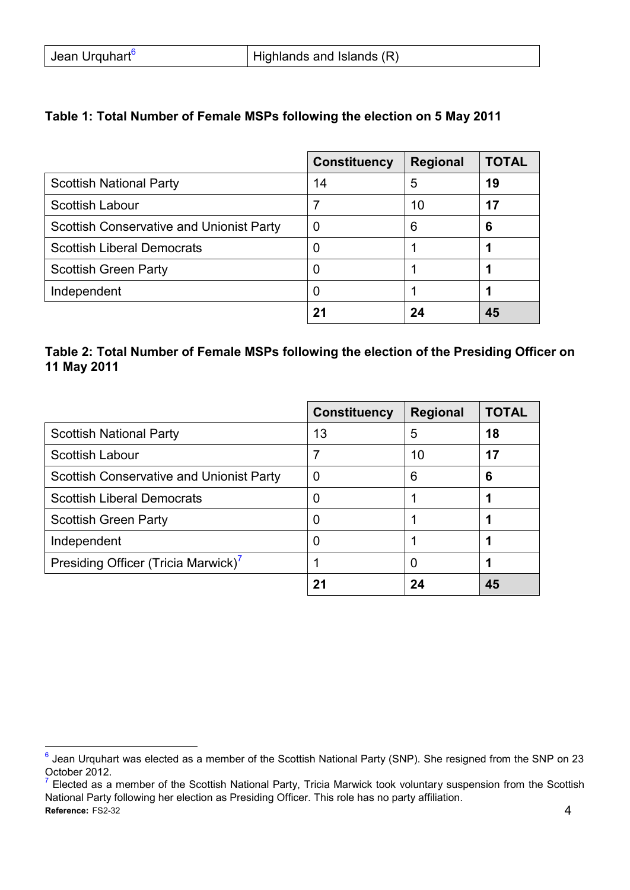| Jean Urquhart[6] | Highlands and Islands (R) |
|---|---|

**Table 1: Total Number of Female MSPs following the election on 5 May 2011**

| | Constituency | Regional | TOTAL |
|---|---|---|---|
| Scottish National Party | 14 | 5 | **19** |
| Scottish Labour | 7 | 10 | **17** |
| Scottish Conservative and Unionist Party | 0 | 6 | **6** |
| Scottish Liberal Democrats | 0 | 1 | **1** |
| Scottish Green Party | 0 | 1 | **1** |
| Independent | 0 | 1 | **1** |
| | **21** | **24** | **45** |

**Table 2: Total Number of Female MSPs following the election of the Presiding Officer on 11 May 2011**

| | Constituency | Regional | TOTAL |
|---|---|---|---|
| Scottish National Party | 13 | 5 | **18** |
| Scottish Labour | 7 | 10 | **17** |
| Scottish Conservative and Unionist Party | 0 | 6 | **6** |
| Scottish Liberal Democrats | 0 | 1 | **1** |
| Scottish Green Party | 0 | 1 | **1** |
| Independent | 0 | 1 | **1** |
| Presiding Officer (Tricia Marwick)[7] | 1 | 0 | **1** |
| | **21** | **24** | **45** |

[6] Jean Urquhart was elected as a member of the Scottish National Party (SNP). She resigned from the SNP on 23 October 2012.

[7] Elected as a member of the Scottish National Party, Tricia Marwick took voluntary suspension from the Scottish National Party following her election as Presiding Officer. This role has no party affiliation.

**Reference:** FS2-32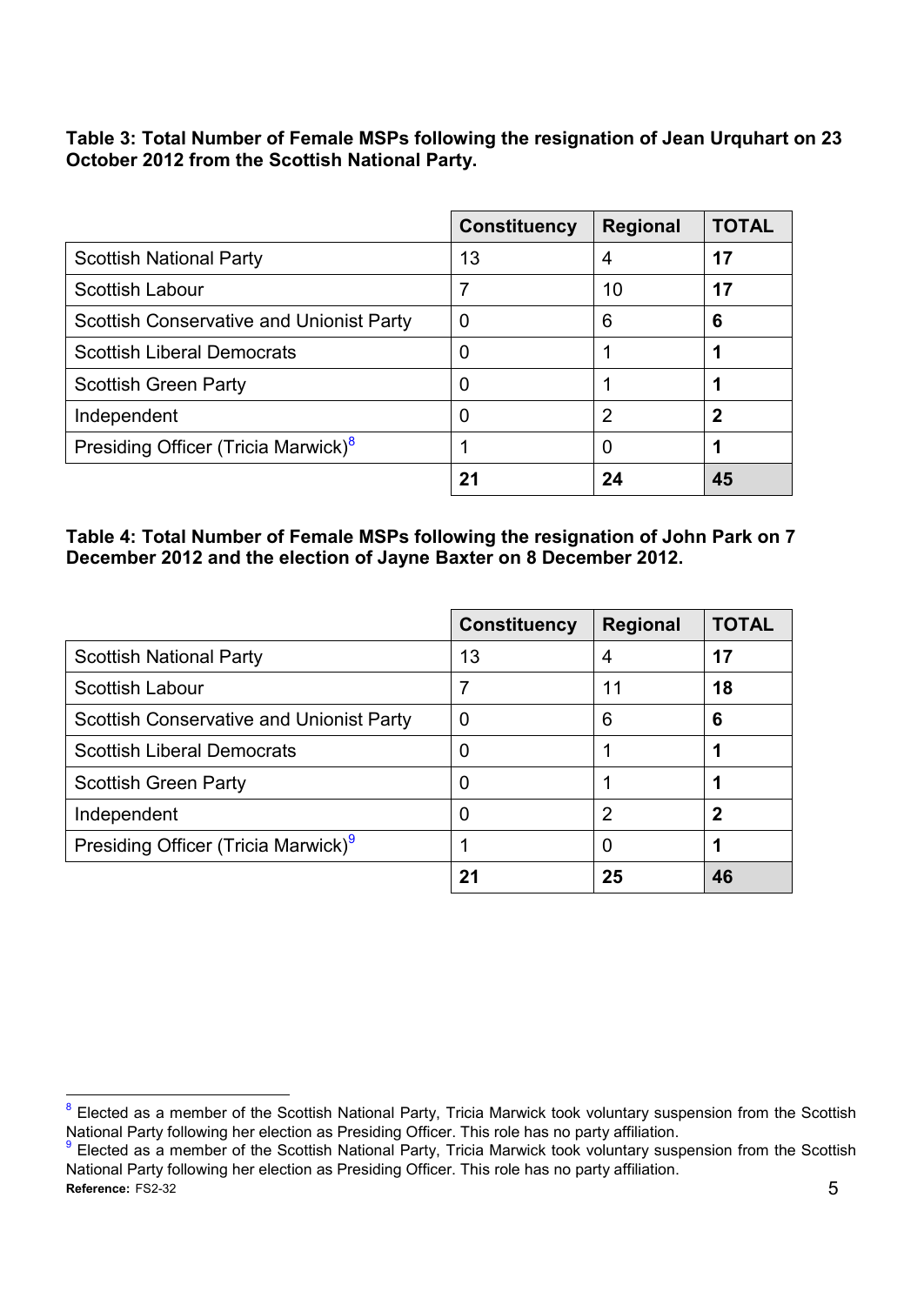**Table 3: Total Number of Female MSPs following the resignation of Jean Urquhart on 23 October 2012 from the Scottish National Party.**

| | Constituency | Regional | TOTAL |
|---|---|---|---|
| Scottish National Party | 13 | 4 | **17** |
| Scottish Labour | 7 | 10 | **17** |
| Scottish Conservative and Unionist Party | 0 | 6 | **6** |
| Scottish Liberal Democrats | 0 | 1 | **1** |
| Scottish Green Party | 0 | 1 | **1** |
| Independent | 0 | 2 | **2** |
| Presiding Officer (Tricia Marwick)[8] | 1 | 0 | **1** |
| | **21** | **24** | **45** |

**Table 4: Total Number of Female MSPs following the resignation of John Park on 7 December 2012 and the election of Jayne Baxter on 8 December 2012.**

| | Constituency | Regional | TOTAL |
|---|---|---|---|
| Scottish National Party | 13 | 4 | **17** |
| Scottish Labour | 7 | 11 | **18** |
| Scottish Conservative and Unionist Party | 0 | 6 | **6** |
| Scottish Liberal Democrats | 0 | 1 | **1** |
| Scottish Green Party | 0 | 1 | **1** |
| Independent | 0 | 2 | **2** |
| Presiding Officer (Tricia Marwick)[9] | 1 | 0 | **1** |
| | **21** | **25** | **46** |

[8] Elected as a member of the Scottish National Party, Tricia Marwick took voluntary suspension from the Scottish National Party following her election as Presiding Officer. This role has no party affiliation.

[9] Elected as a member of the Scottish National Party, Tricia Marwick took voluntary suspension from the Scottish National Party following her election as Presiding Officer. This role has no party affiliation.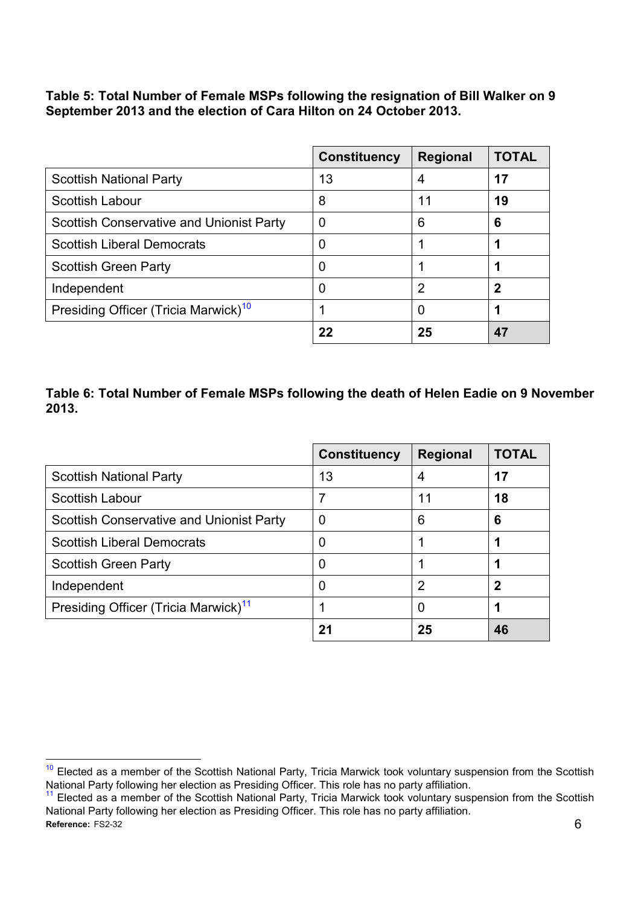**Table 5: Total Number of Female MSPs following the resignation of Bill Walker on 9 September 2013 and the election of Cara Hilton on 24 October 2013.**

| | Constituency | Regional | TOTAL |
|---|---|---|---|
| Scottish National Party | 13 | 4 | **17** |
| Scottish Labour | 8 | 11 | **19** |
| Scottish Conservative and Unionist Party | 0 | 6 | **6** |
| Scottish Liberal Democrats | 0 | 1 | **1** |
| Scottish Green Party | 0 | 1 | **1** |
| Independent | 0 | 2 | **2** |
| Presiding Officer (Tricia Marwick)[10] | 1 | 0 | **1** |
| | **22** | **25** | **47** |

**Table 6: Total Number of Female MSPs following the death of Helen Eadie on 9 November 2013.**

| | Constituency | Regional | TOTAL |
|---|---|---|---|
| Scottish National Party | 13 | 4 | **17** |
| Scottish Labour | 7 | 11 | **18** |
| Scottish Conservative and Unionist Party | 0 | 6 | **6** |
| Scottish Liberal Democrats | 0 | 1 | **1** |
| Scottish Green Party | 0 | 1 | **1** |
| Independent | 0 | 2 | **2** |
| Presiding Officer (Tricia Marwick)[11] | 1 | 0 | **1** |
| | **21** | **25** | **46** |

[10] Elected as a member of the Scottish National Party, Tricia Marwick took voluntary suspension from the Scottish National Party following her election as Presiding Officer. This role has no party affiliation.

[11] Elected as a member of the Scottish National Party, Tricia Marwick took voluntary suspension from the Scottish National Party following her election as Presiding Officer. This role has no party affiliation.

**Reference:** FS2-32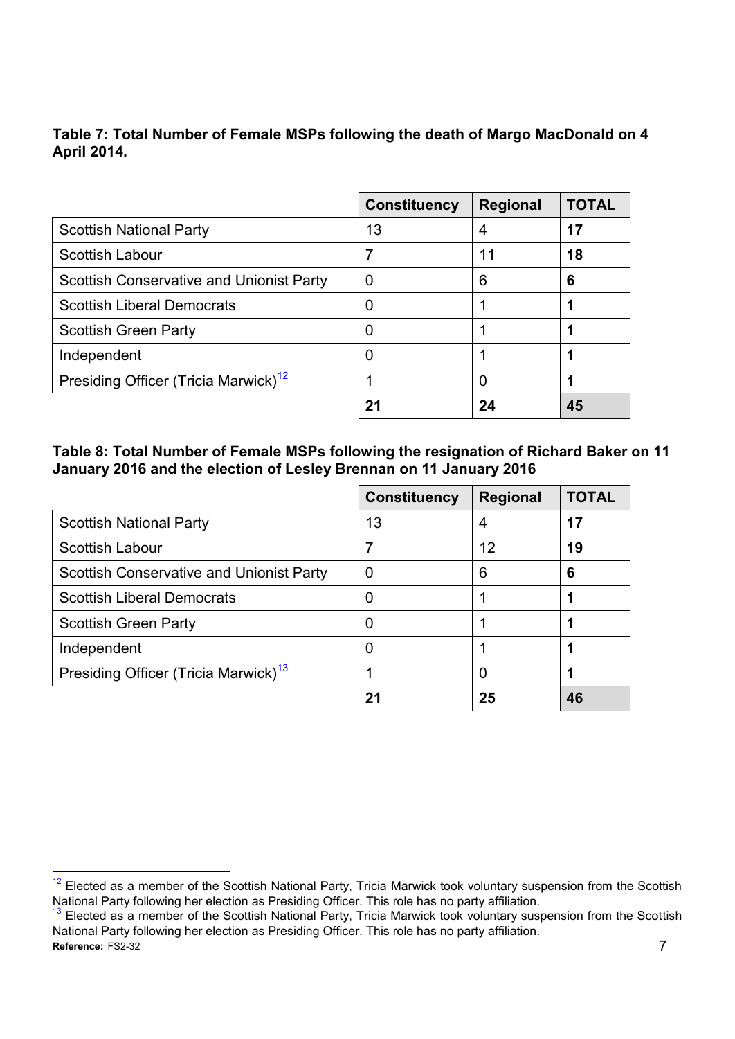**Table 7: Total Number of Female MSPs following the death of Margo MacDonald on 4 April 2014.**

| | Constituency | Regional | TOTAL |
|---|---|---|---|
| Scottish National Party | 13 | 4 | **17** |
| Scottish Labour | 7 | 11 | **18** |
| Scottish Conservative and Unionist Party | 0 | 6 | **6** |
| Scottish Liberal Democrats | 0 | 1 | **1** |
| Scottish Green Party | 0 | 1 | **1** |
| Independent | 0 | 1 | **1** |
| Presiding Officer (Tricia Marwick)[12] | 1 | 0 | **1** |
| | **21** | **24** | **45** |

**Table 8: Total Number of Female MSPs following the resignation of Richard Baker on 11 January 2016 and the election of Lesley Brennan on 11 January 2016**

| | Constituency | Regional | TOTAL |
|---|---|---|---|
| Scottish National Party | 13 | 4 | **17** |
| Scottish Labour | 7 | 12 | **19** |
| Scottish Conservative and Unionist Party | 0 | 6 | **6** |
| Scottish Liberal Democrats | 0 | 1 | **1** |
| Scottish Green Party | 0 | 1 | **1** |
| Independent | 0 | 1 | **1** |
| Presiding Officer (Tricia Marwick)[13] | 1 | 0 | **1** |
| | **21** | **25** | **46** |

[12] Elected as a member of the Scottish National Party, Tricia Marwick took voluntary suspension from the Scottish National Party following her election as Presiding Officer. This role has no party affiliation.

[13] Elected as a member of the Scottish National Party, Tricia Marwick took voluntary suspension from the Scottish National Party following her election as Presiding Officer. This role has no party affiliation.

**Reference:** FS2-32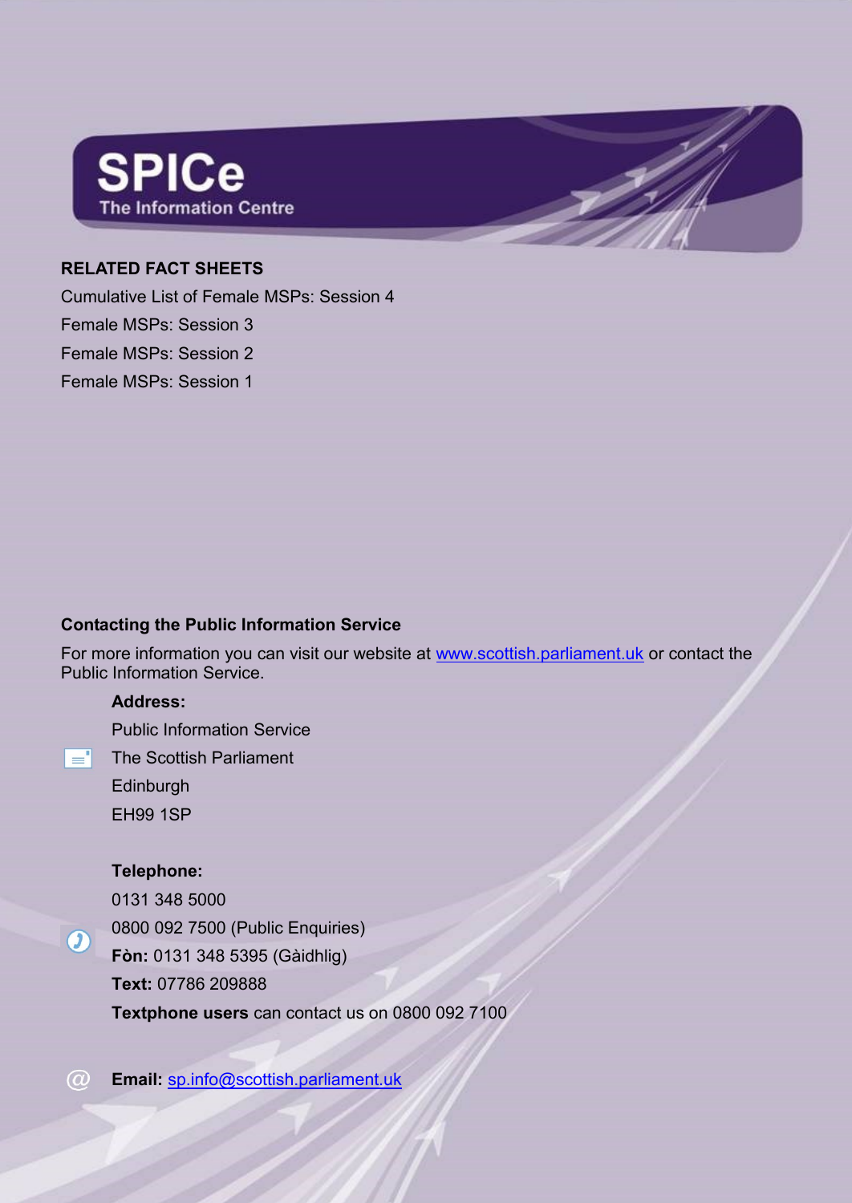SPICe
The Information Centre

## RELATED FACT SHEETS

Cumulative List of Female MSPs: Session 4

Female MSPs: Session 3

Female MSPs: Session 2

Female MSPs: Session 1

### Contacting the Public Information Service

For more information you can visit our website at www.scottish.parliament.uk or contact the Public Information Service.

**Address:**

Public Information Service
The Scottish Parliament
Edinburgh
EH99 1SP

**Telephone:**

0131 348 5000
0800 092 7500 (Public Enquiries)
**Fòn:** 0131 348 5395 (Gàidhlig)
**Text:** 07786 209888
**Textphone users** can contact us on 0800 092 7100

**Email:** sp.info@scottish.parliament.uk